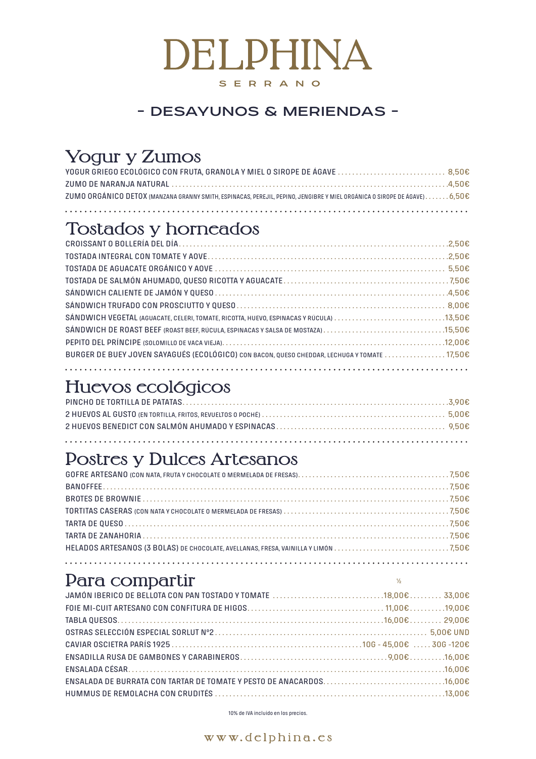# DELPHINA

SERRANO

## - DESAYUNOS & MERIENDAS -

## Yogur y Zumos

YOGUR GRIEGO ECOLÓGICO CON FRUTA, GRANOLA Y MIEL O SIROPE DE ÁGAVE .......... 8,50€
ZUMO DE NARANJA NATURAL .......... 4,50€
ZUMO ORGÁNICO DETOX (MANZANA GRANNY SMITH, ESPINACAS, PEREJIL, PEPINO, JENGIBRE Y MIEL ORGÁNICA O SIROPE DE ÁGAVE) .......... 6,50€

## Tostados y horneados

CROISSANT O BOLLERÍA DEL DÍA .......... 2,50€
TOSTADA INTEGRAL CON TOMATE Y AOVE .......... 2,50€
TOSTADA DE AGUACATE ORGÁNICO Y AOVE .......... 5,50€
TOSTADA DE SALMÓN AHUMADO, QUESO RICOTTA Y AGUACATE .......... 7,50€
SÁNDWICH CALIENTE DE JAMÓN Y QUESO .......... 4,50€
SÁNDWICH TRUFADO CON PROSCIUTTO Y QUESO .......... 8,00€
SÁNDWICH VEGETAL (AGUACATE, CELERI, TOMATE, RICOTTA, HUEVO, ESPINACAS Y RÚCULA) .......... 13,50€
SÁNDWICH DE ROAST BEEF (ROAST BEEF, RÚCULA, ESPINACAS Y SALSA DE MOSTAZA) .......... 15,50€
PEPITO DEL PRÍNCIPE (SOLOMILLO DE VACA VIEJA) .......... 12,00€
BURGER DE BUEY JOVEN SAYAGUÉS (ECOLÓGICO) CON BACON, QUESO CHEDDAR, LECHUGA Y TOMATE .......... 17,50€

## Huevos ecológicos

PINCHO DE TORTILLA DE PATATAS .......... 3,90€
2 HUEVOS AL GUSTO (EN TORTILLA, FRITOS, REVUELTOS O POCHÉ) .......... 5,00€
2 HUEVOS BENEDICT CON SALMÓN AHUMADO Y ESPINACAS .......... 9,50€

## Postres y Dulces Artesanos

GOFRE ARTESANO (CON NATA, FRUTA Y CHOCOLATE O MERMELADA DE FRESAS) .......... 7,50€
BANOFFEE .......... 7,50€
BROTES DE BROWNIE .......... 7,50€
TORTITAS CASERAS (CON NATA Y CHOCOLATE O MERMELADA DE FRESAS) .......... 7,50€
TARTA DE QUESO .......... 7,50€
TARTA DE ZANAHORIA .......... 7,50€
HELADOS ARTESANOS (3 BOLAS) DE CHOCOLATE, AVELLANAS, FRESA, VAINILLA Y LIMÓN .......... 7,50€

## Para compartir

| | ½ | |
|---|---|---|
| JAMÓN IBERICO DE BELLOTA CON PAN TOSTADO Y TOMATE | 18,00€ | 33,00€ |
| FOIE MI-CUIT ARTESANO CON CONFITURA DE HIGOS | 11,00€ | 19,00€ |
| TABLA QUESOS | 16,00€ | 29,00€ |
| OSTRAS SELECCIÓN ESPECIAL SORLUT Nº2 | | 5,00€ UND |
| CAVIAR OSCIETRA PARÍS 1925 | 10G - 45,00€ | 30G -120€ |
| ENSADILLA RUSA DE GAMBONES Y CARABINEROS | 9,00€ | 16,00€ |
| ENSALADA CÉSAR | | 16,00€ |
| ENSALADA DE BURRATA CON TARTAR DE TOMATE Y PESTO DE ANACARDOS | | 16,00€ |
| HUMMUS DE REMOLACHA CON CRUDITÉS | | 13,00€ |

10% de IVA incluido en los precios.

www.delphina.es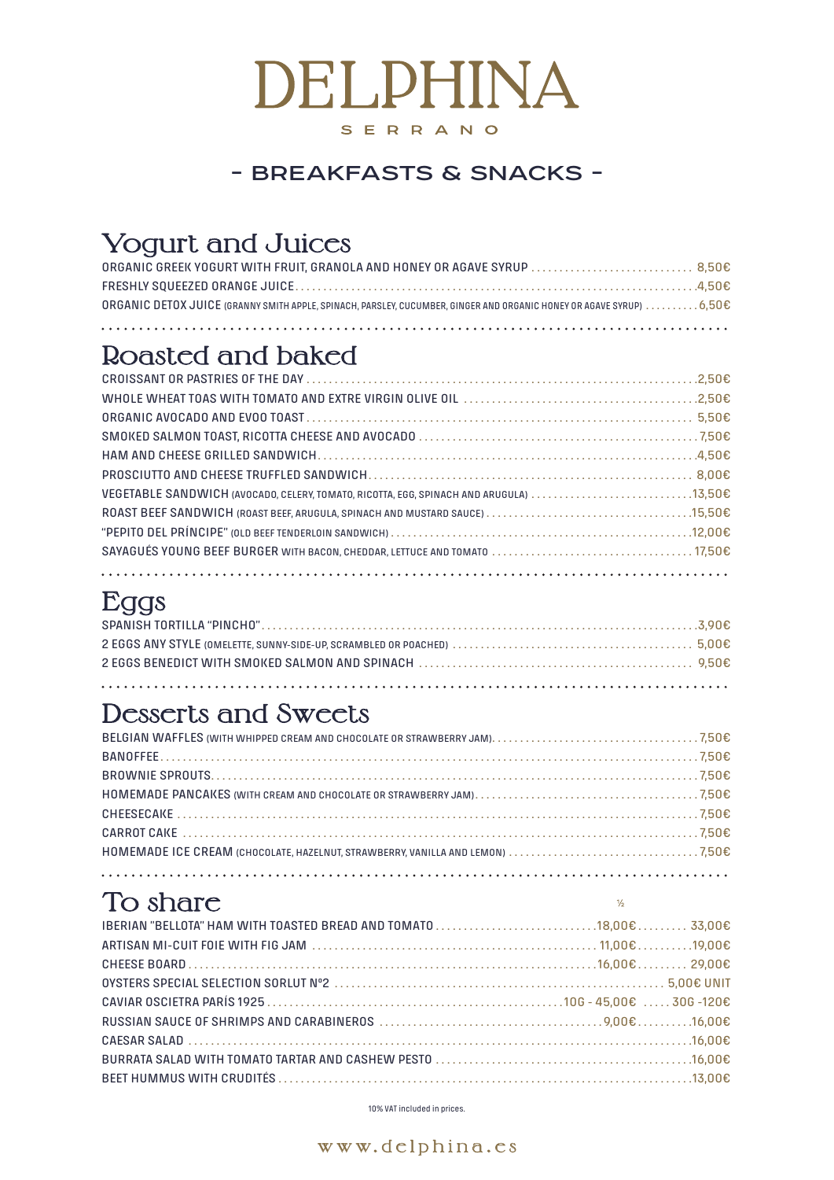# DELPHINA

SERRANO

## - BREAKFASTS & SNACKS -

### Yogurt and Juices

| | |
|---|---|
| ORGANIC GREEK YOGURT WITH FRUIT, GRANOLA AND HONEY OR AGAVE SYRUP | 8,50€ |
| FRESHLY SQUEEZED ORANGE JUICE | 4,50€ |
| ORGANIC DETOX JUICE (GRANNY SMITH APPLE, SPINACH, PARSLEY, CUCUMBER, GINGER AND ORGANIC HONEY OR AGAVE SYRUP) | 6,50€ |

### Roasted and baked

| | |
|---|---|
| CROISSANT OR PASTRIES OF THE DAY | 2,50€ |
| WHOLE WHEAT TOAS WITH TOMATO AND EXTRE VIRGIN OLIVE OIL | 2,50€ |
| ORGANIC AVOCADO AND EVOO TOAST | 5,50€ |
| SMOKED SALMON TOAST, RICOTTA CHEESE AND AVOCADO | 7,50€ |
| HAM AND CHEESE GRILLED SANDWICH | 4,50€ |
| PROSCIUTTO AND CHEESE TRUFFLED SANDWICH | 8,00€ |
| VEGETABLE SANDWICH (AVOCADO, CELERY, TOMATO, RICOTTA, EGG, SPINACH AND ARUGULA) | 13,50€ |
| ROAST BEEF SANDWICH (ROAST BEEF, ARUGULA, SPINACH AND MUSTARD SAUCE) | 15,50€ |
| "PEPITO DEL PRÍNCIPE" (OLD BEEF TENDERLOIN SANDWICH) | 12,00€ |
| SAYAGUÉS YOUNG BEEF BURGER WITH BACON, CHEDDAR, LETTUCE AND TOMATO | 17,50€ |

### Eggs

| | |
|---|---|
| SPANISH TORTILLA "PINCHO" | 3,90€ |
| 2 EGGS ANY STYLE (OMELETTE, SUNNY-SIDE-UP, SCRAMBLED OR POACHED) | 5,00€ |
| 2 EGGS BENEDICT WITH SMOKED SALMON AND SPINACH | 9,50€ |

### Desserts and Sweets

| | |
|---|---|
| BELGIAN WAFFLES (WITH WHIPPED CREAM AND CHOCOLATE OR STRAWBERRY JAM) | 7,50€ |
| BANOFFEE | 7,50€ |
| BROWNIE SPROUTS | 7,50€ |
| HOMEMADE PANCAKES (WITH CREAM AND CHOCOLATE OR STRAWBERRY JAM) | 7,50€ |
| CHEESECAKE | 7,50€ |
| CARROT CAKE | 7,50€ |
| HOMEMADE ICE CREAM (CHOCOLATE, HAZELNUT, STRAWBERRY, VANILLA AND LEMON) | 7,50€ |

### To share

| | ½ | |
|---|---|---|
| IBERIAN "BELLOTA" HAM WITH TOASTED BREAD AND TOMATO | 18,00€ | 33,00€ |
| ARTISAN MI-CUIT FOIE WITH FIG JAM | 11,00€ | 19,00€ |
| CHEESE BOARD | 16,00€ | 29,00€ |
| OYSTERS SPECIAL SELECTION SORLUT Nº2 | | 5,00€ UNIT |
| CAVIAR OSCIETRA PARÍS 1925 | 10G - 45,00€ | 30G -120€ |
| RUSSIAN SAUCE OF SHRIMPS AND CARABINEROS | 9,00€ | 16,00€ |
| CAESAR SALAD | | 16,00€ |
| BURRATA SALAD WITH TOMATO TARTAR AND CASHEW PESTO | | 16,00€ |
| BEET HUMMUS WITH CRUDITÉS | | 13,00€ |

10% VAT included in prices.

www.delphina.es